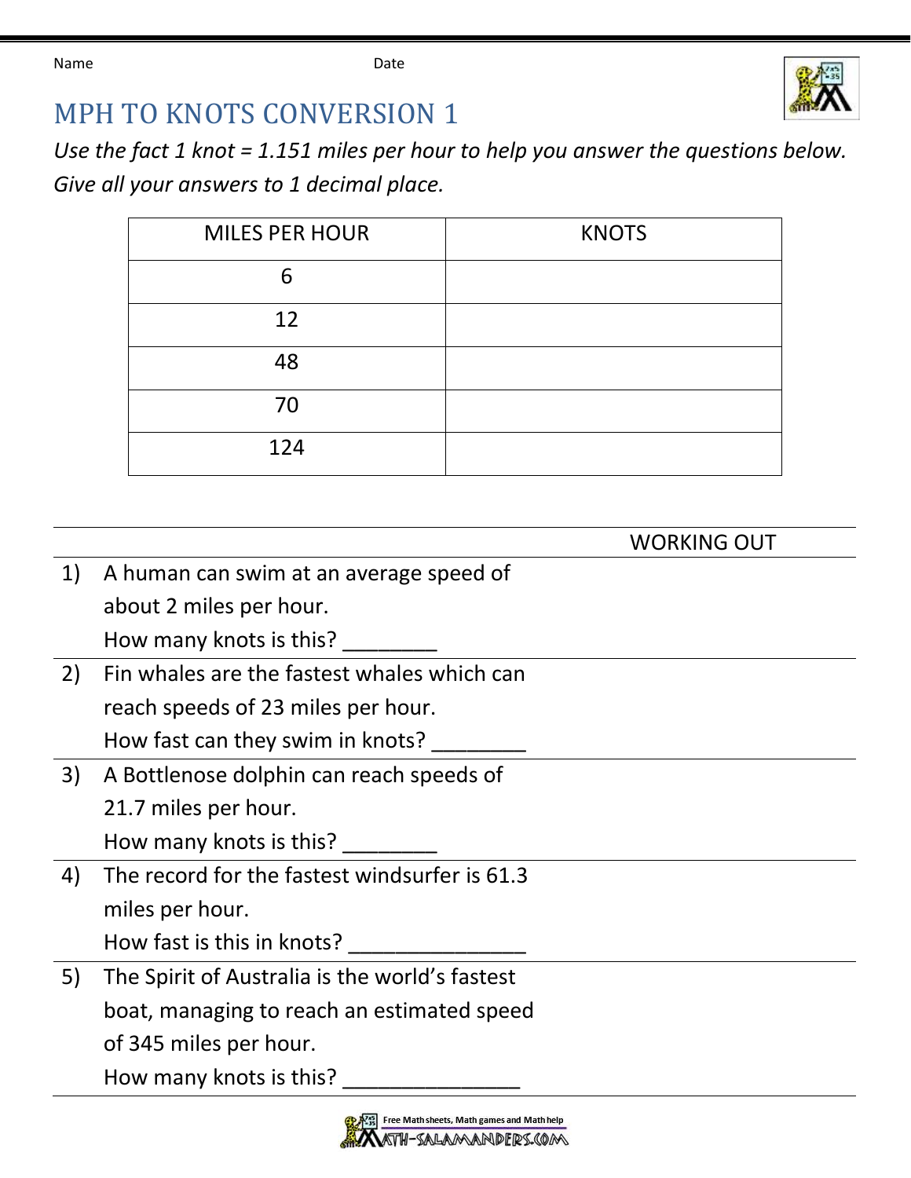Name Date

# MPH TO KNOTS CONVERSION 1

*Use the fact 1 knot = 1.151 miles per hour to help you answer the questions below. Give all your answers to 1 decimal place.*

| MILES PER HOUR | KNOTS |
|---|---|
| 6 | |
| 12 | |
| 48 | |
| 70 | |
| 124 | |

WORKING OUT

1) A human can swim at an average speed of about 2 miles per hour.
How many knots is this? ________

2) Fin whales are the fastest whales which can reach speeds of 23 miles per hour.
How fast can they swim in knots? ________

3) A Bottlenose dolphin can reach speeds of 21.7 miles per hour.
How many knots is this? ________

4) The record for the fastest windsurfer is 61.3 miles per hour.
How fast is this in knots? _______________

5) The Spirit of Australia is the world's fastest boat, managing to reach an estimated speed of 345 miles per hour.
How many knots is this? _______________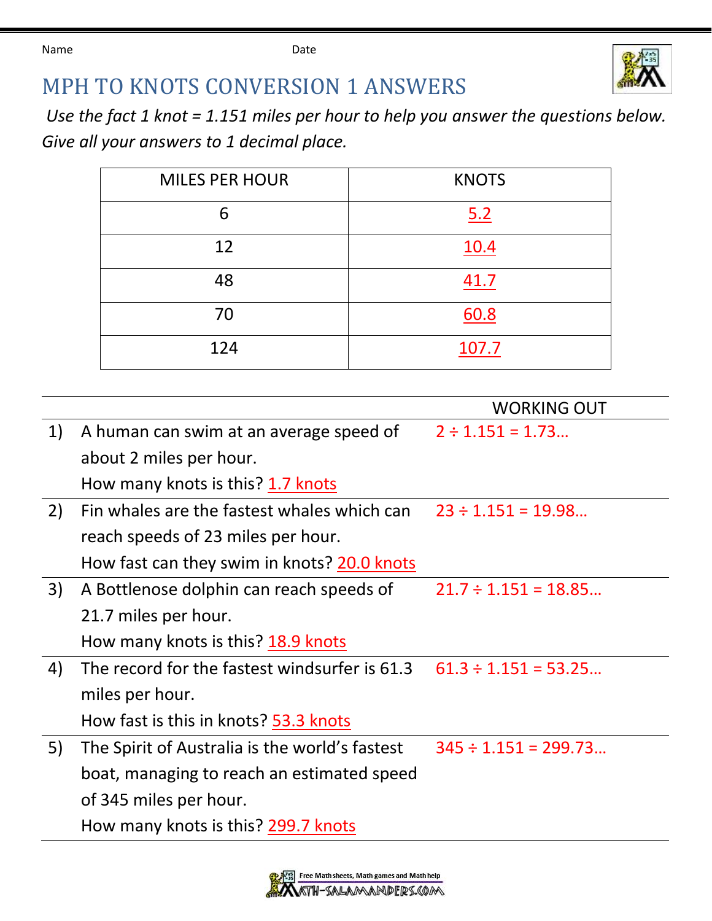Name                                    Date

# MPH TO KNOTS CONVERSION 1 ANSWERS

*Use the fact 1 knot = 1.151 miles per hour to help you answer the questions below.*
*Give all your answers to 1 decimal place.*

| MILES PER HOUR | KNOTS |
|---|---|
| 6 | 5.2 |
| 12 | 10.4 |
| 48 | 41.7 |
| 70 | 60.8 |
| 124 | 107.7 |

| | | WORKING OUT |
|---|---|---|
| 1) | A human can swim at an average speed of about 2 miles per hour. How many knots is this? 1.7 knots | 2 ÷ 1.151 = 1.73… |
| 2) | Fin whales are the fastest whales which can reach speeds of 23 miles per hour. How fast can they swim in knots? 20.0 knots | 23 ÷ 1.151 = 19.98… |
| 3) | A Bottlenose dolphin can reach speeds of 21.7 miles per hour. How many knots is this? 18.9 knots | 21.7 ÷ 1.151 = 18.85… |
| 4) | The record for the fastest windsurfer is 61.3 miles per hour. How fast is this in knots? 53.3 knots | 61.3 ÷ 1.151 = 53.25… |
| 5) | The Spirit of Australia is the world's fastest boat, managing to reach an estimated speed of 345 miles per hour. How many knots is this? 299.7 knots | 345 ÷ 1.151 = 299.73… |